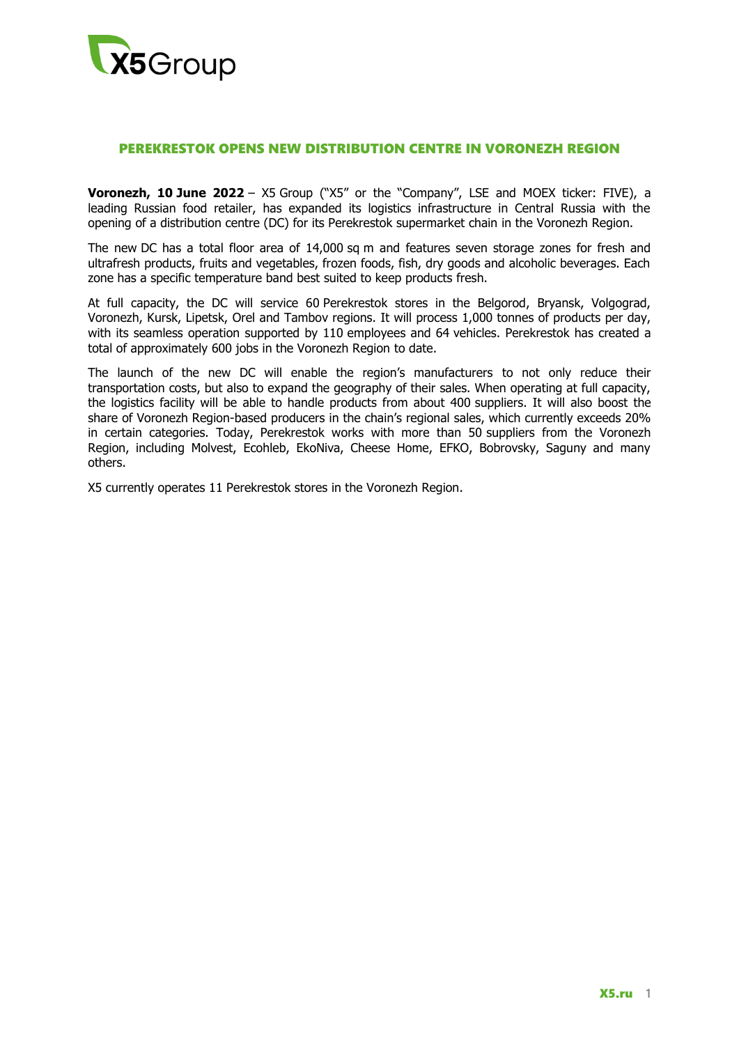# PEREKRESTOK OPENS NEW DISTRIBUTION CENTRE IN VORONEZH REGION

**Voronezh, 10 June 2022** – X5 Group ("X5" or the "Company", LSE and MOEX ticker: FIVE), a leading Russian food retailer, has expanded its logistics infrastructure in Central Russia with the opening of a distribution centre (DC) for its Perekrestok supermarket chain in the Voronezh Region.

The new DC has a total floor area of 14,000 sq m and features seven storage zones for fresh and ultrafresh products, fruits and vegetables, frozen foods, fish, dry goods and alcoholic beverages. Each zone has a specific temperature band best suited to keep products fresh.

At full capacity, the DC will service 60 Perekrestok stores in the Belgorod, Bryansk, Volgograd, Voronezh, Kursk, Lipetsk, Orel and Tambov regions. It will process 1,000 tonnes of products per day, with its seamless operation supported by 110 employees and 64 vehicles. Perekrestok has created a total of approximately 600 jobs in the Voronezh Region to date.

The launch of the new DC will enable the region's manufacturers to not only reduce their transportation costs, but also to expand the geography of their sales. When operating at full capacity, the logistics facility will be able to handle products from about 400 suppliers. It will also boost the share of Voronezh Region-based producers in the chain's regional sales, which currently exceeds 20% in certain categories. Today, Perekrestok works with more than 50 suppliers from the Voronezh Region, including Molvest, Ecohleb, EkoNiva, Cheese Home, EFKO, Bobrovsky, Saguny and many others.

X5 currently operates 11 Perekrestok stores in the Voronezh Region.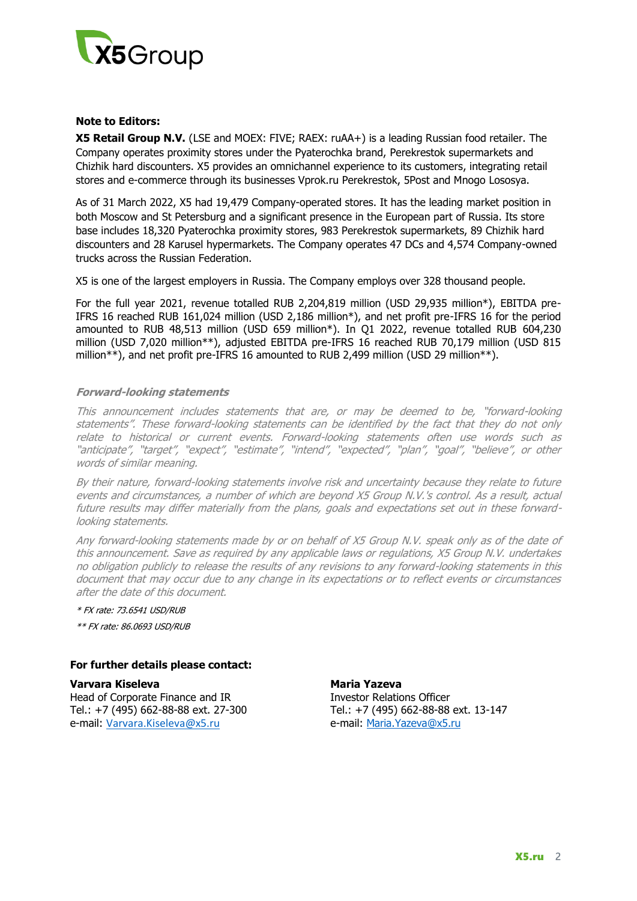**Note to Editors:**

**X5 Retail Group N.V.** (LSE and MOEX: FIVE; RAEX: ruAA+) is a leading Russian food retailer. The Company operates proximity stores under the Pyaterochka brand, Perekrestok supermarkets and Chizhik hard discounters. X5 provides an omnichannel experience to its customers, integrating retail stores and e-commerce through its businesses Vprok.ru Perekrestok, 5Post and Mnogo Lososya.

As of 31 March 2022, X5 had 19,479 Company-operated stores. It has the leading market position in both Moscow and St Petersburg and a significant presence in the European part of Russia. Its store base includes 18,320 Pyaterochka proximity stores, 983 Perekrestok supermarkets, 89 Chizhik hard discounters and 28 Karusel hypermarkets. The Company operates 47 DCs and 4,574 Company-owned trucks across the Russian Federation.

X5 is one of the largest employers in Russia. The Company employs over 328 thousand people.

For the full year 2021, revenue totalled RUB 2,204,819 million (USD 29,935 million*), EBITDA pre-IFRS 16 reached RUB 161,024 million (USD 2,186 million*), and net profit pre-IFRS 16 for the period amounted to RUB 48,513 million (USD 659 million*). In Q1 2022, revenue totalled RUB 604,230 million (USD 7,020 million**), adjusted EBITDA pre-IFRS 16 reached RUB 70,179 million (USD 815 million**), and net profit pre-IFRS 16 amounted to RUB 2,499 million (USD 29 million**).

***Forward-looking statements***

*This announcement includes statements that are, or may be deemed to be, "forward-looking statements". These forward-looking statements can be identified by the fact that they do not only relate to historical or current events. Forward-looking statements often use words such as "anticipate", "target", "expect", "estimate", "intend", "expected", "plan", "goal", "believe", or other words of similar meaning.*

*By their nature, forward-looking statements involve risk and uncertainty because they relate to future events and circumstances, a number of which are beyond X5 Group N.V.'s control. As a result, actual future results may differ materially from the plans, goals and expectations set out in these forward-looking statements.*

*Any forward-looking statements made by or on behalf of X5 Group N.V. speak only as of the date of this announcement. Save as required by any applicable laws or regulations, X5 Group N.V. undertakes no obligation publicly to release the results of any revisions to any forward-looking statements in this document that may occur due to any change in its expectations or to reflect events or circumstances after the date of this document.*

*\* FX rate: 73.6541 USD/RUB*

*\*\* FX rate: 86.0693 USD/RUB*

**For further details please contact:**

**Varvara Kiseleva**
Head of Corporate Finance and IR
Tel.: +7 (495) 662-88-88 ext. 27-300
e-mail: Varvara.Kiseleva@x5.ru

**Maria Yazeva**
Investor Relations Officer
Tel.: +7 (495) 662-88-88 ext. 13-147
e-mail: Maria.Yazeva@x5.ru